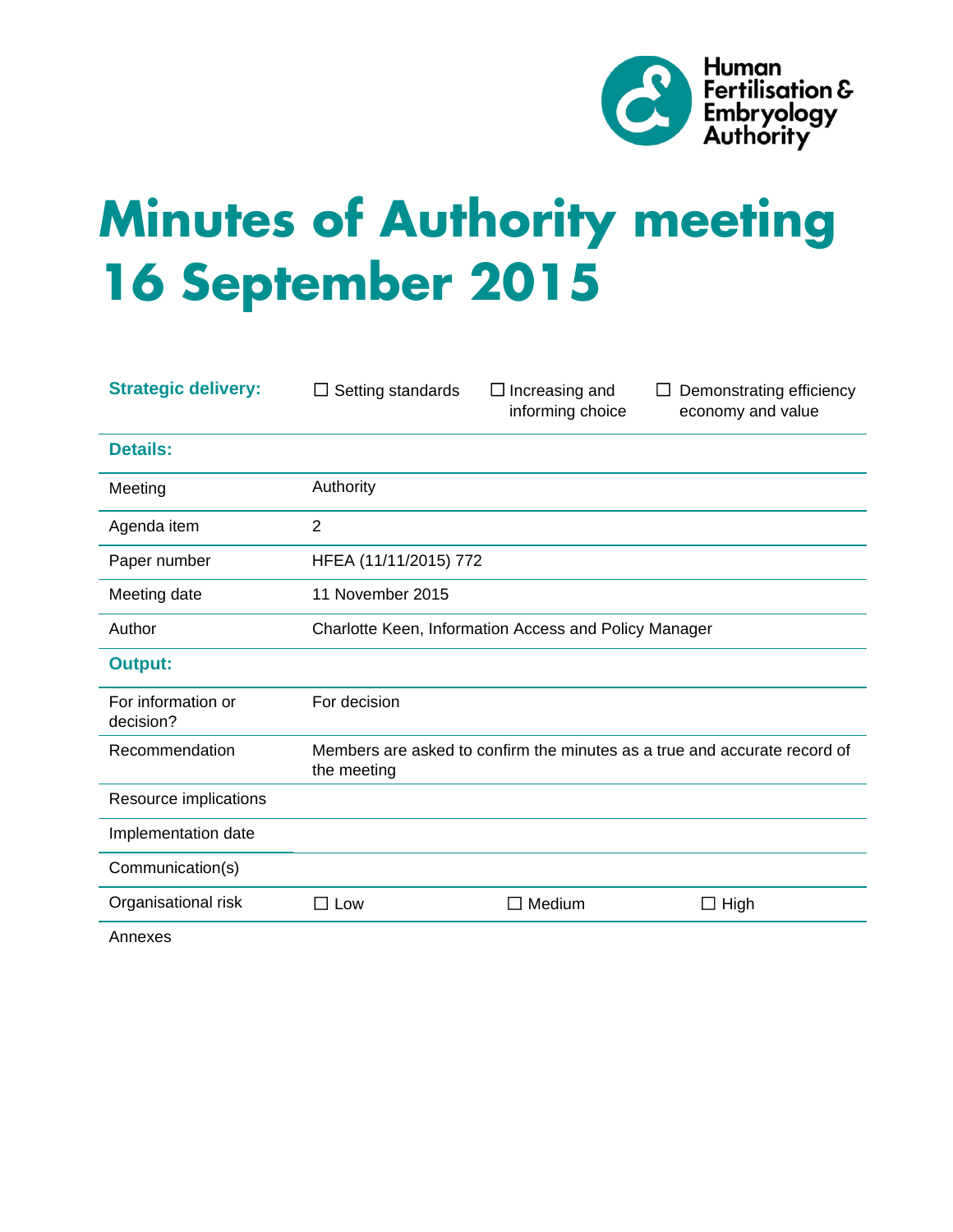Human Fertilisation & Embryology Authority

# Minutes of Authority meeting 16 September 2015

| **Strategic delivery:** | ☐ Setting standards | ☐ Increasing and informing choice | ☐ Demonstrating efficiency economy and value |
|---|---|---|---|
| **Details:** | | | |
| Meeting | Authority | | |
| Agenda item | 2 | | |
| Paper number | HFEA (11/11/2015) 772 | | |
| Meeting date | 11 November 2015 | | |
| Author | Charlotte Keen, Information Access and Policy Manager | | |
| **Output:** | | | |
| For information or decision? | For decision | | |
| Recommendation | Members are asked to confirm the minutes as a true and accurate record of the meeting | | |
| Resource implications | | | |
| Implementation date | | | |
| Communication(s) | | | |
| Organisational risk | ☐ Low | ☐ Medium | ☐ High |
| Annexes | | | |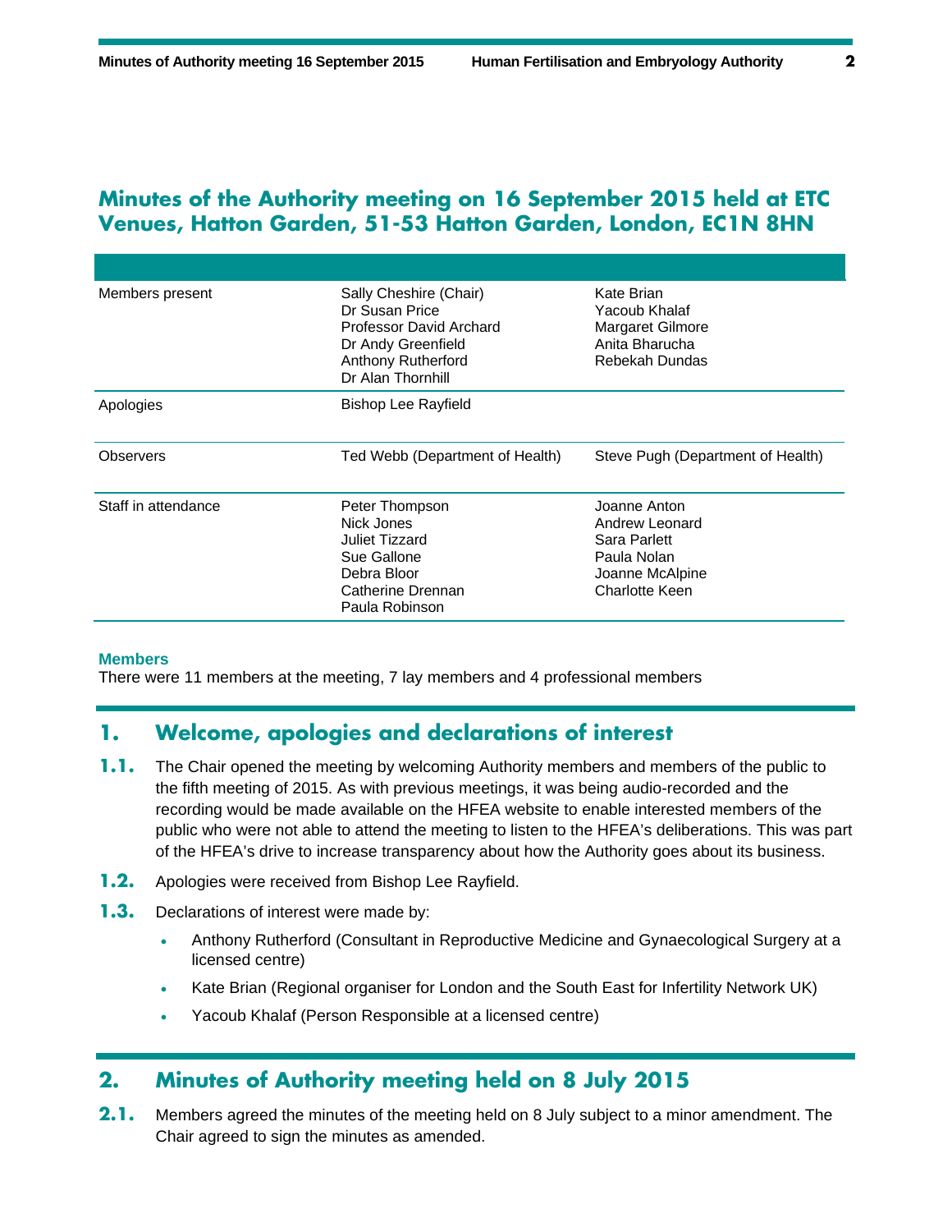## Minutes of the Authority meeting on 16 September 2015 held at ETC Venues, Hatton Garden, 51-53 Hatton Garden, London, EC1N 8HN

| | | |
|---|---|---|
| Members present | Sally Cheshire (Chair)<br>Dr Susan Price<br>Professor David Archard<br>Dr Andy Greenfield<br>Anthony Rutherford<br>Dr Alan Thornhill | Kate Brian<br>Yacoub Khalaf<br>Margaret Gilmore<br>Anita Bharucha<br>Rebekah Dundas |
| Apologies | Bishop Lee Rayfield | |
| Observers | Ted Webb (Department of Health) | Steve Pugh (Department of Health) |
| Staff in attendance | Peter Thompson<br>Nick Jones<br>Juliet Tizzard<br>Sue Gallone<br>Debra Bloor<br>Catherine Drennan<br>Paula Robinson | Joanne Anton<br>Andrew Leonard<br>Sara Parlett<br>Paula Nolan<br>Joanne McAlpine<br>Charlotte Keen |

**Members**

There were 11 members at the meeting, 7 lay members and 4 professional members

## 1. Welcome, apologies and declarations of interest

**1.1.** The Chair opened the meeting by welcoming Authority members and members of the public to the fifth meeting of 2015. As with previous meetings, it was being audio-recorded and the recording would be made available on the HFEA website to enable interested members of the public who were not able to attend the meeting to listen to the HFEA's deliberations. This was part of the HFEA's drive to increase transparency about how the Authority goes about its business.

**1.2.** Apologies were received from Bishop Lee Rayfield.

**1.3.** Declarations of interest were made by:

- Anthony Rutherford (Consultant in Reproductive Medicine and Gynaecological Surgery at a licensed centre)
- Kate Brian (Regional organiser for London and the South East for Infertility Network UK)
- Yacoub Khalaf (Person Responsible at a licensed centre)

## 2. Minutes of Authority meeting held on 8 July 2015

**2.1.** Members agreed the minutes of the meeting held on 8 July subject to a minor amendment. The Chair agreed to sign the minutes as amended.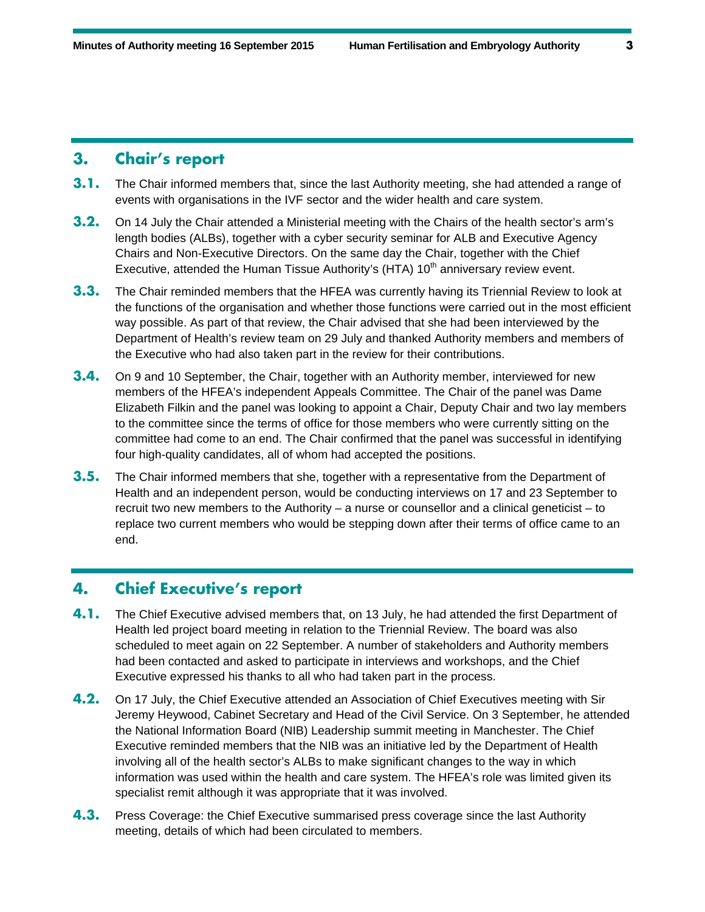## 3. Chair's report

**3.1.** The Chair informed members that, since the last Authority meeting, she had attended a range of events with organisations in the IVF sector and the wider health and care system.

**3.2.** On 14 July the Chair attended a Ministerial meeting with the Chairs of the health sector's arm's length bodies (ALBs), together with a cyber security seminar for ALB and Executive Agency Chairs and Non-Executive Directors. On the same day the Chair, together with the Chief Executive, attended the Human Tissue Authority's (HTA) 10th anniversary review event.

**3.3.** The Chair reminded members that the HFEA was currently having its Triennial Review to look at the functions of the organisation and whether those functions were carried out in the most efficient way possible. As part of that review, the Chair advised that she had been interviewed by the Department of Health's review team on 29 July and thanked Authority members and members of the Executive who had also taken part in the review for their contributions.

**3.4.** On 9 and 10 September, the Chair, together with an Authority member, interviewed for new members of the HFEA's independent Appeals Committee. The Chair of the panel was Dame Elizabeth Filkin and the panel was looking to appoint a Chair, Deputy Chair and two lay members to the committee since the terms of office for those members who were currently sitting on the committee had come to an end. The Chair confirmed that the panel was successful in identifying four high-quality candidates, all of whom had accepted the positions.

**3.5.** The Chair informed members that she, together with a representative from the Department of Health and an independent person, would be conducting interviews on 17 and 23 September to recruit two new members to the Authority – a nurse or counsellor and a clinical geneticist – to replace two current members who would be stepping down after their terms of office came to an end.

## 4. Chief Executive's report

**4.1.** The Chief Executive advised members that, on 13 July, he had attended the first Department of Health led project board meeting in relation to the Triennial Review. The board was also scheduled to meet again on 22 September. A number of stakeholders and Authority members had been contacted and asked to participate in interviews and workshops, and the Chief Executive expressed his thanks to all who had taken part in the process.

**4.2.** On 17 July, the Chief Executive attended an Association of Chief Executives meeting with Sir Jeremy Heywood, Cabinet Secretary and Head of the Civil Service. On 3 September, he attended the National Information Board (NIB) Leadership summit meeting in Manchester. The Chief Executive reminded members that the NIB was an initiative led by the Department of Health involving all of the health sector's ALBs to make significant changes to the way in which information was used within the health and care system. The HFEA's role was limited given its specialist remit although it was appropriate that it was involved.

**4.3.** Press Coverage: the Chief Executive summarised press coverage since the last Authority meeting, details of which had been circulated to members.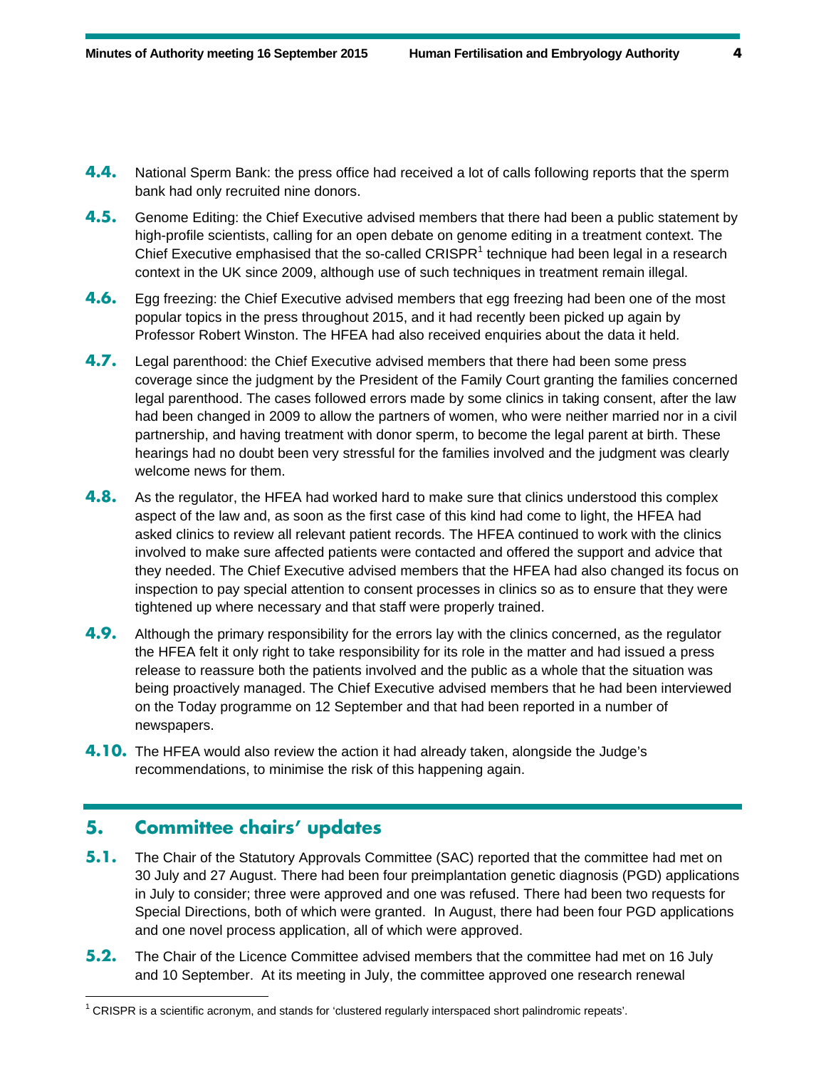**4.4.** National Sperm Bank: the press office had received a lot of calls following reports that the sperm bank had only recruited nine donors.

**4.5.** Genome Editing: the Chief Executive advised members that there had been a public statement by high-profile scientists, calling for an open debate on genome editing in a treatment context. The Chief Executive emphasised that the so-called CRISPR[1] technique had been legal in a research context in the UK since 2009, although use of such techniques in treatment remain illegal.

**4.6.** Egg freezing: the Chief Executive advised members that egg freezing had been one of the most popular topics in the press throughout 2015, and it had recently been picked up again by Professor Robert Winston. The HFEA had also received enquiries about the data it held.

**4.7.** Legal parenthood: the Chief Executive advised members that there had been some press coverage since the judgment by the President of the Family Court granting the families concerned legal parenthood. The cases followed errors made by some clinics in taking consent, after the law had been changed in 2009 to allow the partners of women, who were neither married nor in a civil partnership, and having treatment with donor sperm, to become the legal parent at birth. These hearings had no doubt been very stressful for the families involved and the judgment was clearly welcome news for them.

**4.8.** As the regulator, the HFEA had worked hard to make sure that clinics understood this complex aspect of the law and, as soon as the first case of this kind had come to light, the HFEA had asked clinics to review all relevant patient records. The HFEA continued to work with the clinics involved to make sure affected patients were contacted and offered the support and advice that they needed. The Chief Executive advised members that the HFEA had also changed its focus on inspection to pay special attention to consent processes in clinics so as to ensure that they were tightened up where necessary and that staff were properly trained.

**4.9.** Although the primary responsibility for the errors lay with the clinics concerned, as the regulator the HFEA felt it only right to take responsibility for its role in the matter and had issued a press release to reassure both the patients involved and the public as a whole that the situation was being proactively managed. The Chief Executive advised members that he had been interviewed on the Today programme on 12 September and that had been reported in a number of newspapers.

**4.10.** The HFEA would also review the action it had already taken, alongside the Judge's recommendations, to minimise the risk of this happening again.

## 5. Committee chairs' updates

**5.1.** The Chair of the Statutory Approvals Committee (SAC) reported that the committee had met on 30 July and 27 August. There had been four preimplantation genetic diagnosis (PGD) applications in July to consider; three were approved and one was refused. There had been two requests for Special Directions, both of which were granted. In August, there had been four PGD applications and one novel process application, all of which were approved.

**5.2.** The Chair of the Licence Committee advised members that the committee had met on 16 July and 10 September. At its meeting in July, the committee approved one research renewal

---

[1] CRISPR is a scientific acronym, and stands for 'clustered regularly interspaced short palindromic repeats'.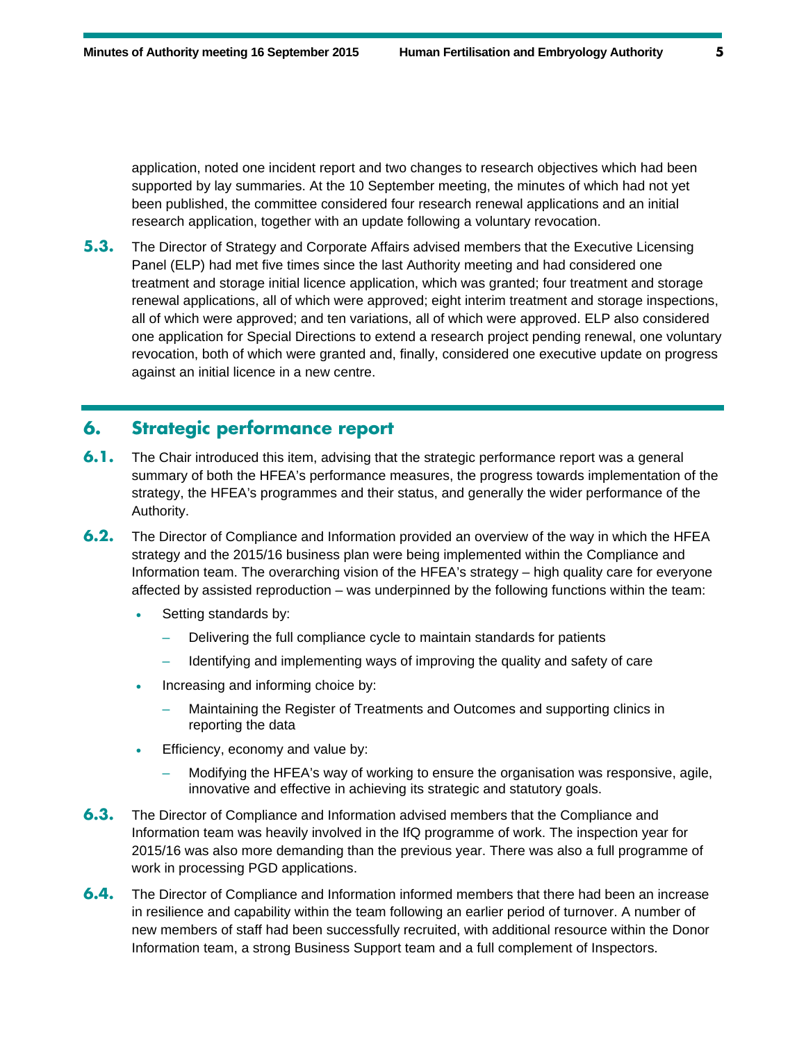application, noted one incident report and two changes to research objectives which had been supported by lay summaries. At the 10 September meeting, the minutes of which had not yet been published, the committee considered four research renewal applications and an initial research application, together with an update following a voluntary revocation.

**5.3.** The Director of Strategy and Corporate Affairs advised members that the Executive Licensing Panel (ELP) had met five times since the last Authority meeting and had considered one treatment and storage initial licence application, which was granted; four treatment and storage renewal applications, all of which were approved; eight interim treatment and storage inspections, all of which were approved; and ten variations, all of which were approved. ELP also considered one application for Special Directions to extend a research project pending renewal, one voluntary revocation, both of which were granted and, finally, considered one executive update on progress against an initial licence in a new centre.

## 6. Strategic performance report

**6.1.** The Chair introduced this item, advising that the strategic performance report was a general summary of both the HFEA's performance measures, the progress towards implementation of the strategy, the HFEA's programmes and their status, and generally the wider performance of the Authority.

**6.2.** The Director of Compliance and Information provided an overview of the way in which the HFEA strategy and the 2015/16 business plan were being implemented within the Compliance and Information team. The overarching vision of the HFEA's strategy – high quality care for everyone affected by assisted reproduction – was underpinned by the following functions within the team:

- Setting standards by:
  - Delivering the full compliance cycle to maintain standards for patients
  - Identifying and implementing ways of improving the quality and safety of care
- Increasing and informing choice by:
  - Maintaining the Register of Treatments and Outcomes and supporting clinics in reporting the data
- Efficiency, economy and value by:
  - Modifying the HFEA's way of working to ensure the organisation was responsive, agile, innovative and effective in achieving its strategic and statutory goals.

**6.3.** The Director of Compliance and Information advised members that the Compliance and Information team was heavily involved in the IfQ programme of work. The inspection year for 2015/16 was also more demanding than the previous year. There was also a full programme of work in processing PGD applications.

**6.4.** The Director of Compliance and Information informed members that there had been an increase in resilience and capability within the team following an earlier period of turnover. A number of new members of staff had been successfully recruited, with additional resource within the Donor Information team, a strong Business Support team and a full complement of Inspectors.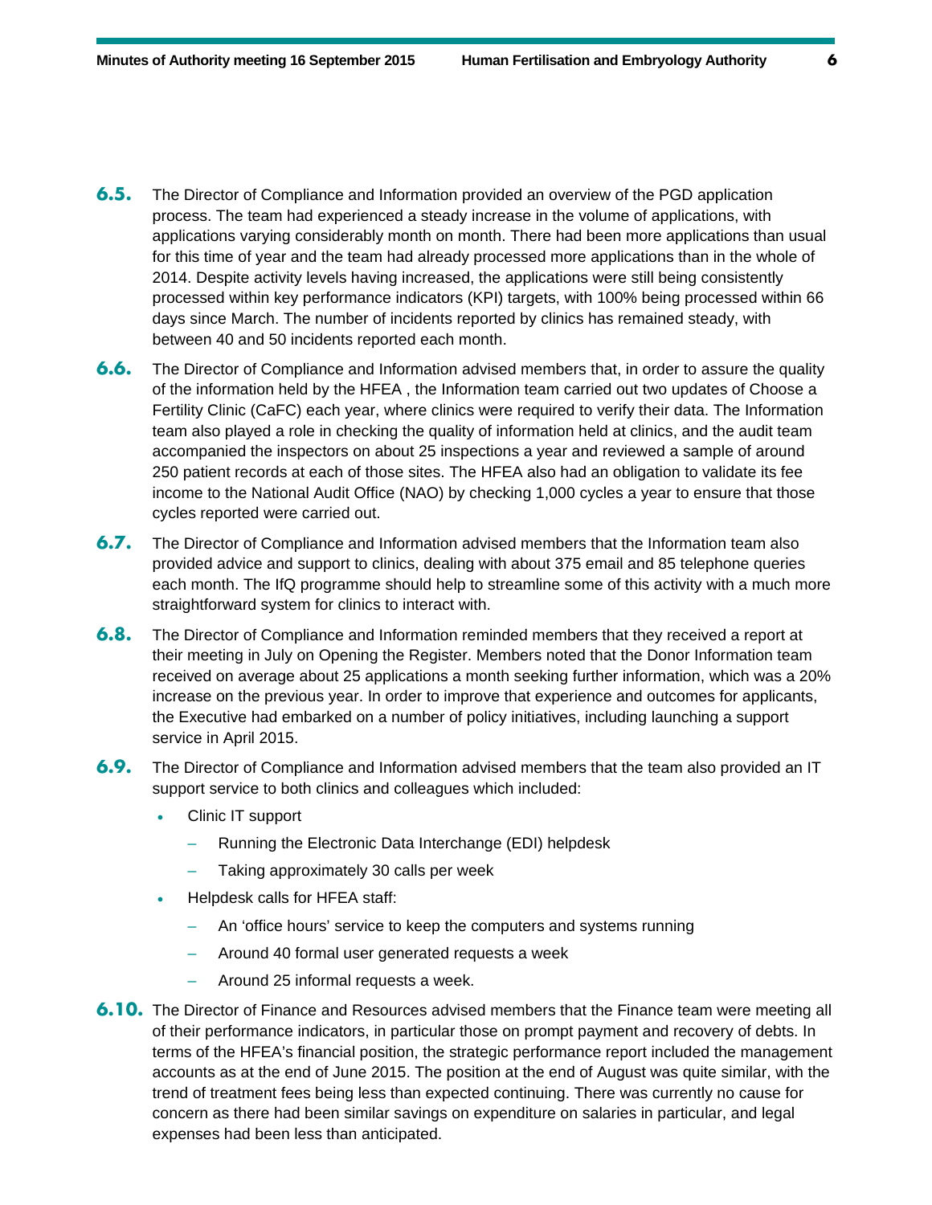**6.5.** The Director of Compliance and Information provided an overview of the PGD application process. The team had experienced a steady increase in the volume of applications, with applications varying considerably month on month. There had been more applications than usual for this time of year and the team had already processed more applications than in the whole of 2014. Despite activity levels having increased, the applications were still being consistently processed within key performance indicators (KPI) targets, with 100% being processed within 66 days since March. The number of incidents reported by clinics has remained steady, with between 40 and 50 incidents reported each month.

**6.6.** The Director of Compliance and Information advised members that, in order to assure the quality of the information held by the HFEA , the Information team carried out two updates of Choose a Fertility Clinic (CaFC) each year, where clinics were required to verify their data. The Information team also played a role in checking the quality of information held at clinics, and the audit team accompanied the inspectors on about 25 inspections a year and reviewed a sample of around 250 patient records at each of those sites. The HFEA also had an obligation to validate its fee income to the National Audit Office (NAO) by checking 1,000 cycles a year to ensure that those cycles reported were carried out.

**6.7.** The Director of Compliance and Information advised members that the Information team also provided advice and support to clinics, dealing with about 375 email and 85 telephone queries each month. The IfQ programme should help to streamline some of this activity with a much more straightforward system for clinics to interact with.

**6.8.** The Director of Compliance and Information reminded members that they received a report at their meeting in July on Opening the Register. Members noted that the Donor Information team received on average about 25 applications a month seeking further information, which was a 20% increase on the previous year. In order to improve that experience and outcomes for applicants, the Executive had embarked on a number of policy initiatives, including launching a support service in April 2015.

**6.9.** The Director of Compliance and Information advised members that the team also provided an IT support service to both clinics and colleagues which included:

- Clinic IT support
  - Running the Electronic Data Interchange (EDI) helpdesk
  - Taking approximately 30 calls per week
- Helpdesk calls for HFEA staff:
  - An 'office hours' service to keep the computers and systems running
  - Around 40 formal user generated requests a week
  - Around 25 informal requests a week.

**6.10.** The Director of Finance and Resources advised members that the Finance team were meeting all of their performance indicators, in particular those on prompt payment and recovery of debts. In terms of the HFEA's financial position, the strategic performance report included the management accounts as at the end of June 2015. The position at the end of August was quite similar, with the trend of treatment fees being less than expected continuing. There was currently no cause for concern as there had been similar savings on expenditure on salaries in particular, and legal expenses had been less than anticipated.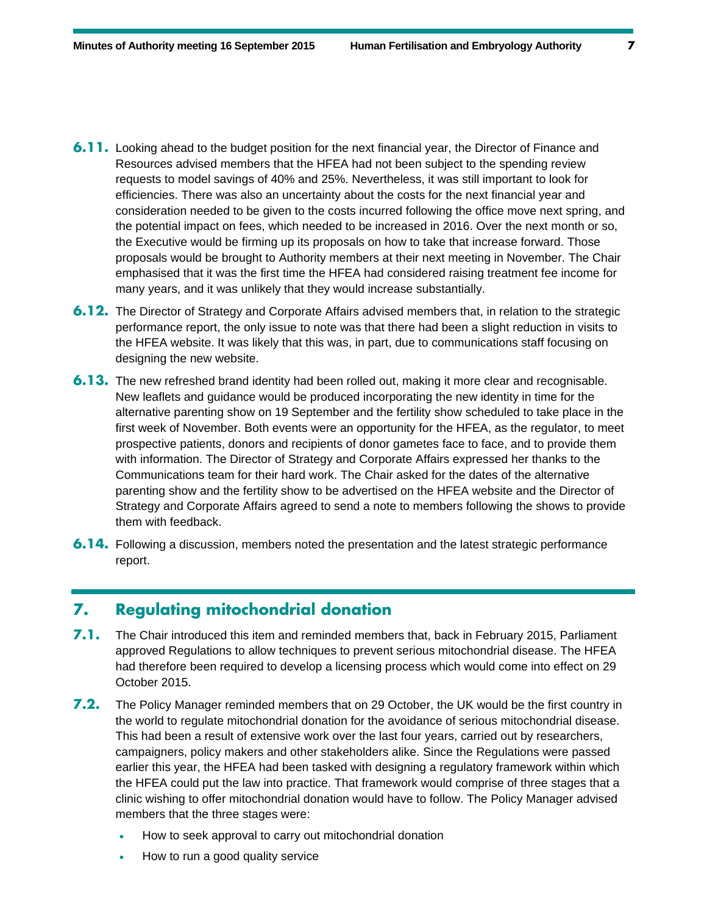**6.11.** Looking ahead to the budget position for the next financial year, the Director of Finance and Resources advised members that the HFEA had not been subject to the spending review requests to model savings of 40% and 25%. Nevertheless, it was still important to look for efficiencies. There was also an uncertainty about the costs for the next financial year and consideration needed to be given to the costs incurred following the office move next spring, and the potential impact on fees, which needed to be increased in 2016. Over the next month or so, the Executive would be firming up its proposals on how to take that increase forward. Those proposals would be brought to Authority members at their next meeting in November. The Chair emphasised that it was the first time the HFEA had considered raising treatment fee income for many years, and it was unlikely that they would increase substantially.

**6.12.** The Director of Strategy and Corporate Affairs advised members that, in relation to the strategic performance report, the only issue to note was that there had been a slight reduction in visits to the HFEA website. It was likely that this was, in part, due to communications staff focusing on designing the new website.

**6.13.** The new refreshed brand identity had been rolled out, making it more clear and recognisable. New leaflets and guidance would be produced incorporating the new identity in time for the alternative parenting show on 19 September and the fertility show scheduled to take place in the first week of November. Both events were an opportunity for the HFEA, as the regulator, to meet prospective patients, donors and recipients of donor gametes face to face, and to provide them with information. The Director of Strategy and Corporate Affairs expressed her thanks to the Communications team for their hard work. The Chair asked for the dates of the alternative parenting show and the fertility show to be advertised on the HFEA website and the Director of Strategy and Corporate Affairs agreed to send a note to members following the shows to provide them with feedback.

**6.14.** Following a discussion, members noted the presentation and the latest strategic performance report.

## 7. Regulating mitochondrial donation

**7.1.** The Chair introduced this item and reminded members that, back in February 2015, Parliament approved Regulations to allow techniques to prevent serious mitochondrial disease. The HFEA had therefore been required to develop a licensing process which would come into effect on 29 October 2015.

**7.2.** The Policy Manager reminded members that on 29 October, the UK would be the first country in the world to regulate mitochondrial donation for the avoidance of serious mitochondrial disease. This had been a result of extensive work over the last four years, carried out by researchers, campaigners, policy makers and other stakeholders alike. Since the Regulations were passed earlier this year, the HFEA had been tasked with designing a regulatory framework within which the HFEA could put the law into practice. That framework would comprise of three stages that a clinic wishing to offer mitochondrial donation would have to follow. The Policy Manager advised members that the three stages were:

- How to seek approval to carry out mitochondrial donation
- How to run a good quality service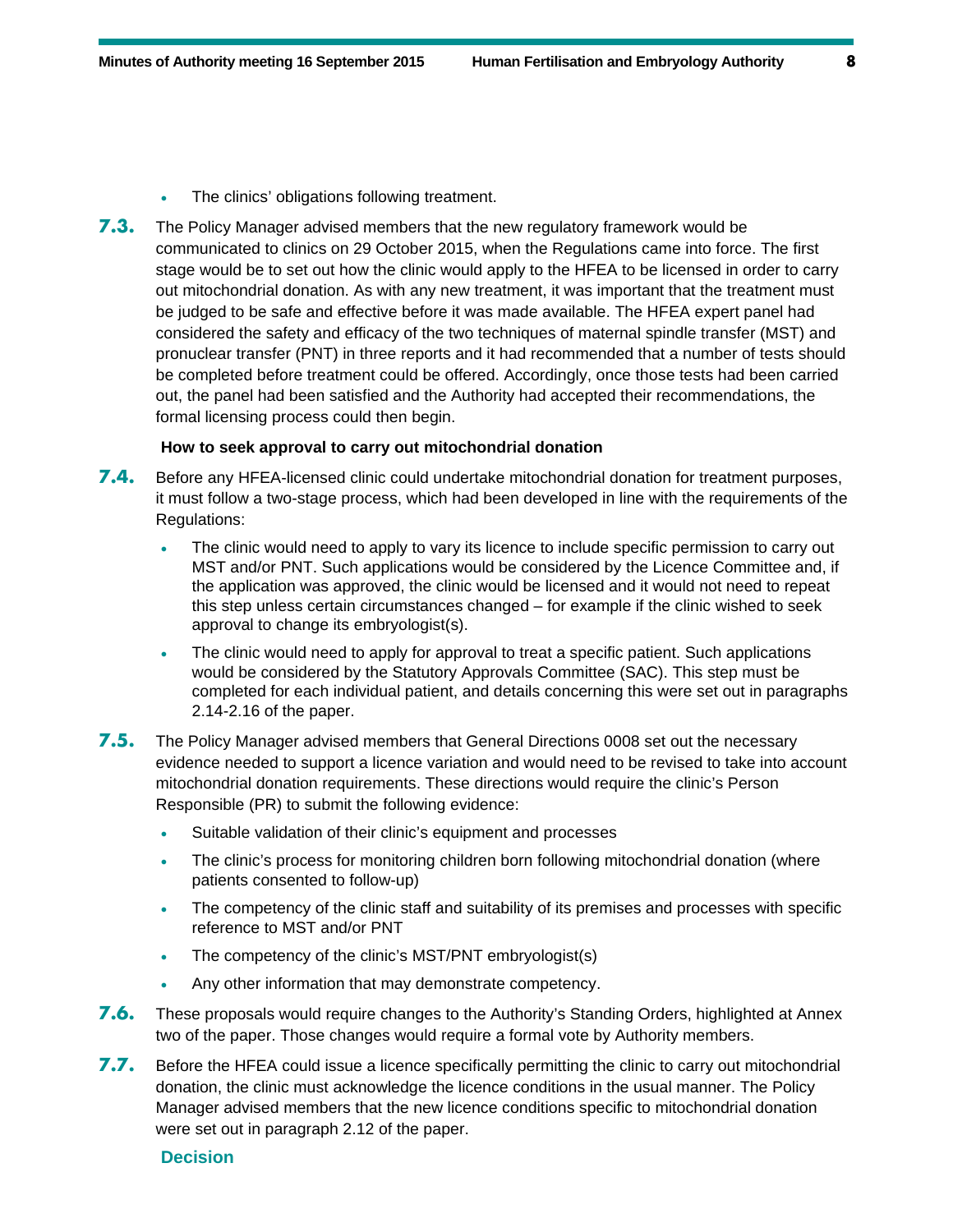- The clinics' obligations following treatment.

**7.3.** The Policy Manager advised members that the new regulatory framework would be communicated to clinics on 29 October 2015, when the Regulations came into force. The first stage would be to set out how the clinic would apply to the HFEA to be licensed in order to carry out mitochondrial donation. As with any new treatment, it was important that the treatment must be judged to be safe and effective before it was made available. The HFEA expert panel had considered the safety and efficacy of the two techniques of maternal spindle transfer (MST) and pronuclear transfer (PNT) in three reports and it had recommended that a number of tests should be completed before treatment could be offered. Accordingly, once those tests had been carried out, the panel had been satisfied and the Authority had accepted their recommendations, the formal licensing process could then begin.

**How to seek approval to carry out mitochondrial donation**

**7.4.** Before any HFEA-licensed clinic could undertake mitochondrial donation for treatment purposes, it must follow a two-stage process, which had been developed in line with the requirements of the Regulations:

- The clinic would need to apply to vary its licence to include specific permission to carry out MST and/or PNT. Such applications would be considered by the Licence Committee and, if the application was approved, the clinic would be licensed and it would not need to repeat this step unless certain circumstances changed – for example if the clinic wished to seek approval to change its embryologist(s).
- The clinic would need to apply for approval to treat a specific patient. Such applications would be considered by the Statutory Approvals Committee (SAC). This step must be completed for each individual patient, and details concerning this were set out in paragraphs 2.14-2.16 of the paper.

**7.5.** The Policy Manager advised members that General Directions 0008 set out the necessary evidence needed to support a licence variation and would need to be revised to take into account mitochondrial donation requirements. These directions would require the clinic's Person Responsible (PR) to submit the following evidence:

- Suitable validation of their clinic's equipment and processes
- The clinic's process for monitoring children born following mitochondrial donation (where patients consented to follow-up)
- The competency of the clinic staff and suitability of its premises and processes with specific reference to MST and/or PNT
- The competency of the clinic's MST/PNT embryologist(s)
- Any other information that may demonstrate competency.

**7.6.** These proposals would require changes to the Authority's Standing Orders, highlighted at Annex two of the paper. Those changes would require a formal vote by Authority members.

**7.7.** Before the HFEA could issue a licence specifically permitting the clinic to carry out mitochondrial donation, the clinic must acknowledge the licence conditions in the usual manner. The Policy Manager advised members that the new licence conditions specific to mitochondrial donation were set out in paragraph 2.12 of the paper.

### Decision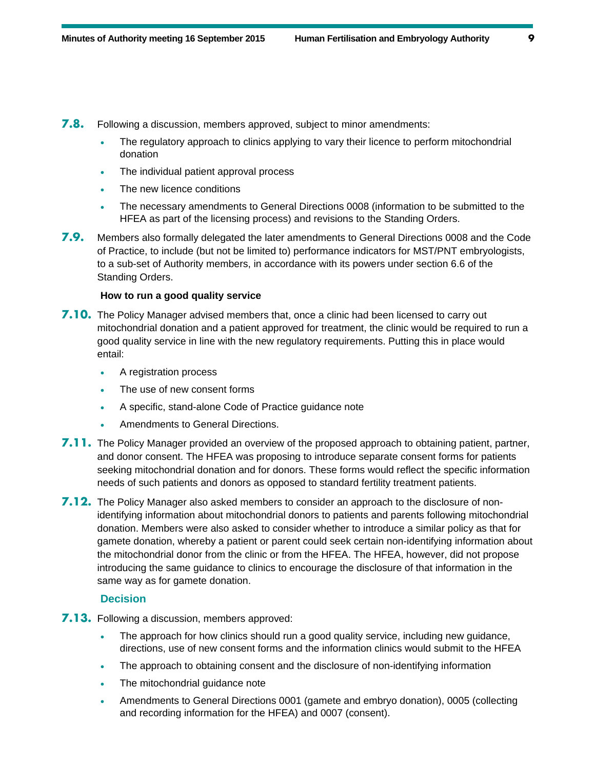**7.8.** Following a discussion, members approved, subject to minor amendments:

- The regulatory approach to clinics applying to vary their licence to perform mitochondrial donation
- The individual patient approval process
- The new licence conditions
- The necessary amendments to General Directions 0008 (information to be submitted to the HFEA as part of the licensing process) and revisions to the Standing Orders.

**7.9.** Members also formally delegated the later amendments to General Directions 0008 and the Code of Practice, to include (but not be limited to) performance indicators for MST/PNT embryologists, to a sub-set of Authority members, in accordance with its powers under section 6.6 of the Standing Orders.

**How to run a good quality service**

**7.10.** The Policy Manager advised members that, once a clinic had been licensed to carry out mitochondrial donation and a patient approved for treatment, the clinic would be required to run a good quality service in line with the new regulatory requirements. Putting this in place would entail:

- A registration process
- The use of new consent forms
- A specific, stand-alone Code of Practice guidance note
- Amendments to General Directions.

**7.11.** The Policy Manager provided an overview of the proposed approach to obtaining patient, partner, and donor consent. The HFEA was proposing to introduce separate consent forms for patients seeking mitochondrial donation and for donors. These forms would reflect the specific information needs of such patients and donors as opposed to standard fertility treatment patients.

**7.12.** The Policy Manager also asked members to consider an approach to the disclosure of non-identifying information about mitochondrial donors to patients and parents following mitochondrial donation. Members were also asked to consider whether to introduce a similar policy as that for gamete donation, whereby a patient or parent could seek certain non-identifying information about the mitochondrial donor from the clinic or from the HFEA. The HFEA, however, did not propose introducing the same guidance to clinics to encourage the disclosure of that information in the same way as for gamete donation.

### Decision

**7.13.** Following a discussion, members approved:

- The approach for how clinics should run a good quality service, including new guidance, directions, use of new consent forms and the information clinics would submit to the HFEA
- The approach to obtaining consent and the disclosure of non-identifying information
- The mitochondrial guidance note
- Amendments to General Directions 0001 (gamete and embryo donation), 0005 (collecting and recording information for the HFEA) and 0007 (consent).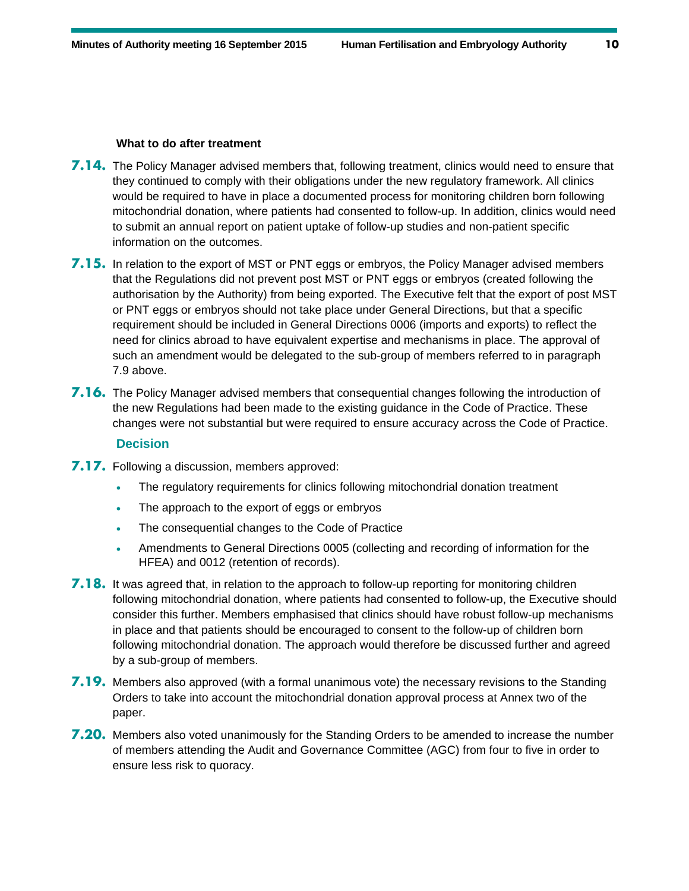**What to do after treatment**

**7.14.** The Policy Manager advised members that, following treatment, clinics would need to ensure that they continued to comply with their obligations under the new regulatory framework. All clinics would be required to have in place a documented process for monitoring children born following mitochondrial donation, where patients had consented to follow-up. In addition, clinics would need to submit an annual report on patient uptake of follow-up studies and non-patient specific information on the outcomes.

**7.15.** In relation to the export of MST or PNT eggs or embryos, the Policy Manager advised members that the Regulations did not prevent post MST or PNT eggs or embryos (created following the authorisation by the Authority) from being exported. The Executive felt that the export of post MST or PNT eggs or embryos should not take place under General Directions, but that a specific requirement should be included in General Directions 0006 (imports and exports) to reflect the need for clinics abroad to have equivalent expertise and mechanisms in place. The approval of such an amendment would be delegated to the sub-group of members referred to in paragraph 7.9 above.

**7.16.** The Policy Manager advised members that consequential changes following the introduction of the new Regulations had been made to the existing guidance in the Code of Practice. These changes were not substantial but were required to ensure accuracy across the Code of Practice.

### Decision

**7.17.** Following a discussion, members approved:

- The regulatory requirements for clinics following mitochondrial donation treatment
- The approach to the export of eggs or embryos
- The consequential changes to the Code of Practice
- Amendments to General Directions 0005 (collecting and recording of information for the HFEA) and 0012 (retention of records).

**7.18.** It was agreed that, in relation to the approach to follow-up reporting for monitoring children following mitochondrial donation, where patients had consented to follow-up, the Executive should consider this further. Members emphasised that clinics should have robust follow-up mechanisms in place and that patients should be encouraged to consent to the follow-up of children born following mitochondrial donation. The approach would therefore be discussed further and agreed by a sub-group of members.

**7.19.** Members also approved (with a formal unanimous vote) the necessary revisions to the Standing Orders to take into account the mitochondrial donation approval process at Annex two of the paper.

**7.20.** Members also voted unanimously for the Standing Orders to be amended to increase the number of members attending the Audit and Governance Committee (AGC) from four to five in order to ensure less risk to quoracy.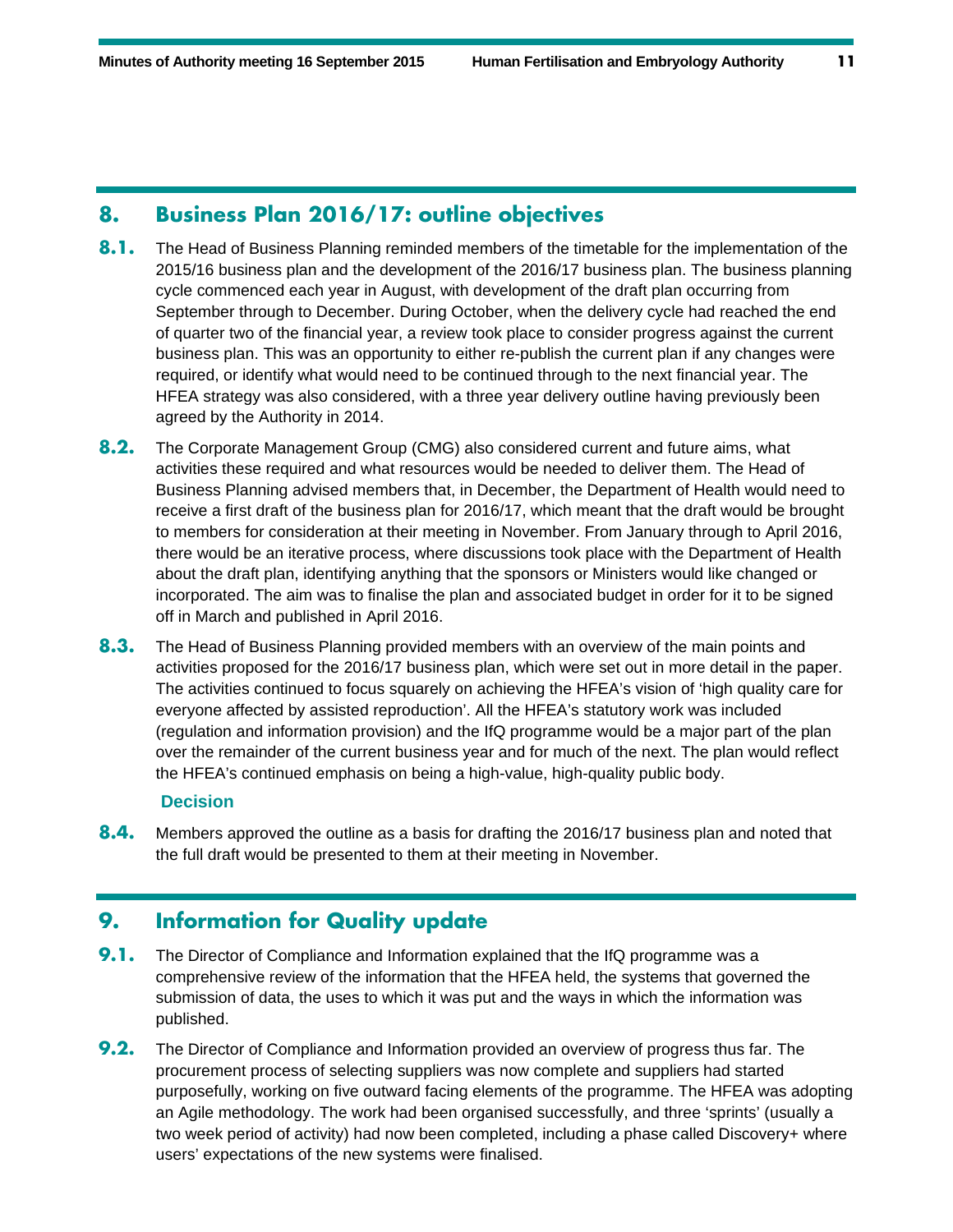## 8. Business Plan 2016/17: outline objectives

**8.1.** The Head of Business Planning reminded members of the timetable for the implementation of the 2015/16 business plan and the development of the 2016/17 business plan. The business planning cycle commenced each year in August, with development of the draft plan occurring from September through to December. During October, when the delivery cycle had reached the end of quarter two of the financial year, a review took place to consider progress against the current business plan. This was an opportunity to either re-publish the current plan if any changes were required, or identify what would need to be continued through to the next financial year. The HFEA strategy was also considered, with a three year delivery outline having previously been agreed by the Authority in 2014.

**8.2.** The Corporate Management Group (CMG) also considered current and future aims, what activities these required and what resources would be needed to deliver them. The Head of Business Planning advised members that, in December, the Department of Health would need to receive a first draft of the business plan for 2016/17, which meant that the draft would be brought to members for consideration at their meeting in November. From January through to April 2016, there would be an iterative process, where discussions took place with the Department of Health about the draft plan, identifying anything that the sponsors or Ministers would like changed or incorporated. The aim was to finalise the plan and associated budget in order for it to be signed off in March and published in April 2016.

**8.3.** The Head of Business Planning provided members with an overview of the main points and activities proposed for the 2016/17 business plan, which were set out in more detail in the paper. The activities continued to focus squarely on achieving the HFEA's vision of 'high quality care for everyone affected by assisted reproduction'. All the HFEA's statutory work was included (regulation and information provision) and the IfQ programme would be a major part of the plan over the remainder of the current business year and for much of the next. The plan would reflect the HFEA's continued emphasis on being a high-value, high-quality public body.

### Decision

**8.4.** Members approved the outline as a basis for drafting the 2016/17 business plan and noted that the full draft would be presented to them at their meeting in November.

## 9. Information for Quality update

**9.1.** The Director of Compliance and Information explained that the IfQ programme was a comprehensive review of the information that the HFEA held, the systems that governed the submission of data, the uses to which it was put and the ways in which the information was published.

**9.2.** The Director of Compliance and Information provided an overview of progress thus far. The procurement process of selecting suppliers was now complete and suppliers had started purposefully, working on five outward facing elements of the programme. The HFEA was adopting an Agile methodology. The work had been organised successfully, and three 'sprints' (usually a two week period of activity) had now been completed, including a phase called Discovery+ where users' expectations of the new systems were finalised.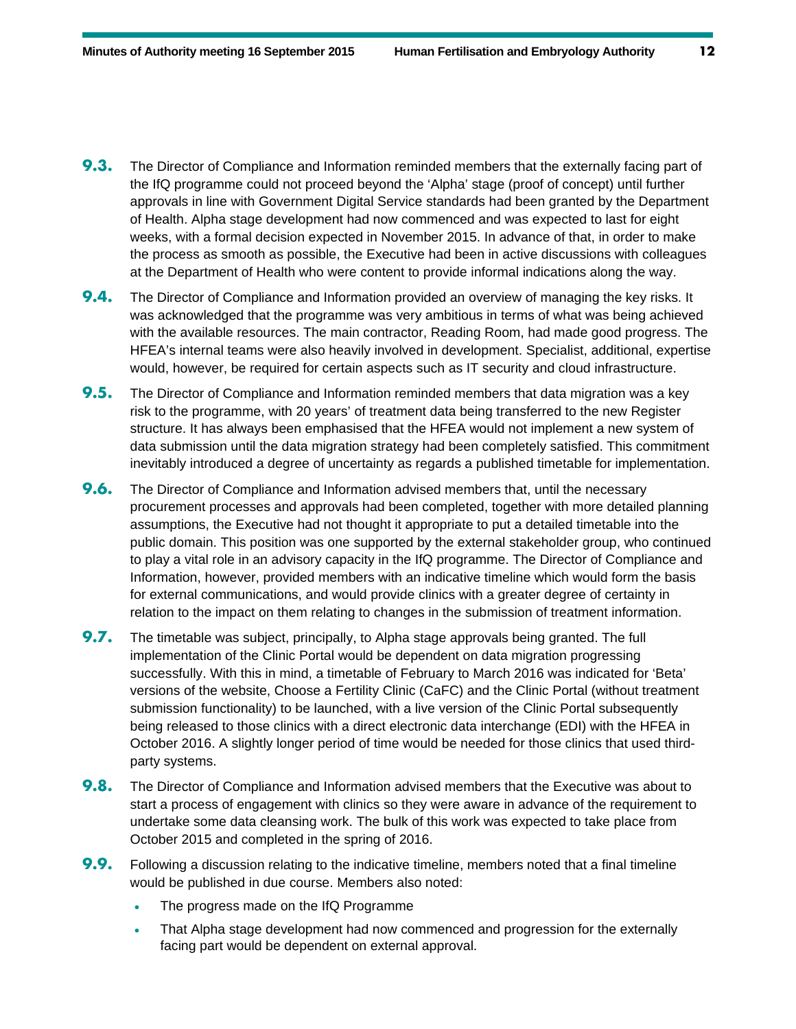**9.3.** The Director of Compliance and Information reminded members that the externally facing part of the IfQ programme could not proceed beyond the 'Alpha' stage (proof of concept) until further approvals in line with Government Digital Service standards had been granted by the Department of Health. Alpha stage development had now commenced and was expected to last for eight weeks, with a formal decision expected in November 2015. In advance of that, in order to make the process as smooth as possible, the Executive had been in active discussions with colleagues at the Department of Health who were content to provide informal indications along the way.

**9.4.** The Director of Compliance and Information provided an overview of managing the key risks. It was acknowledged that the programme was very ambitious in terms of what was being achieved with the available resources. The main contractor, Reading Room, had made good progress. The HFEA's internal teams were also heavily involved in development. Specialist, additional, expertise would, however, be required for certain aspects such as IT security and cloud infrastructure.

**9.5.** The Director of Compliance and Information reminded members that data migration was a key risk to the programme, with 20 years' of treatment data being transferred to the new Register structure. It has always been emphasised that the HFEA would not implement a new system of data submission until the data migration strategy had been completely satisfied. This commitment inevitably introduced a degree of uncertainty as regards a published timetable for implementation.

**9.6.** The Director of Compliance and Information advised members that, until the necessary procurement processes and approvals had been completed, together with more detailed planning assumptions, the Executive had not thought it appropriate to put a detailed timetable into the public domain. This position was one supported by the external stakeholder group, who continued to play a vital role in an advisory capacity in the IfQ programme. The Director of Compliance and Information, however, provided members with an indicative timeline which would form the basis for external communications, and would provide clinics with a greater degree of certainty in relation to the impact on them relating to changes in the submission of treatment information.

**9.7.** The timetable was subject, principally, to Alpha stage approvals being granted. The full implementation of the Clinic Portal would be dependent on data migration progressing successfully. With this in mind, a timetable of February to March 2016 was indicated for 'Beta' versions of the website, Choose a Fertility Clinic (CaFC) and the Clinic Portal (without treatment submission functionality) to be launched, with a live version of the Clinic Portal subsequently being released to those clinics with a direct electronic data interchange (EDI) with the HFEA in October 2016. A slightly longer period of time would be needed for those clinics that used third-party systems.

**9.8.** The Director of Compliance and Information advised members that the Executive was about to start a process of engagement with clinics so they were aware in advance of the requirement to undertake some data cleansing work. The bulk of this work was expected to take place from October 2015 and completed in the spring of 2016.

**9.9.** Following a discussion relating to the indicative timeline, members noted that a final timeline would be published in due course. Members also noted:

- The progress made on the IfQ Programme
- That Alpha stage development had now commenced and progression for the externally facing part would be dependent on external approval.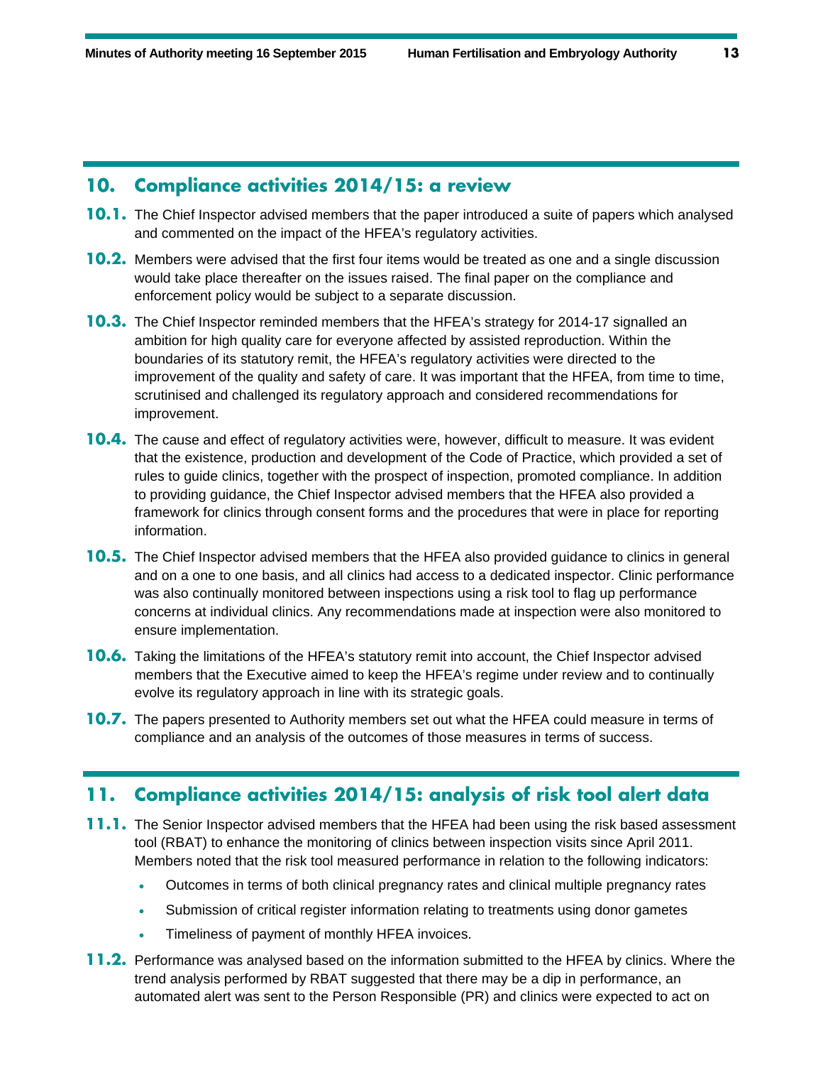## 10. Compliance activities 2014/15: a review

**10.1.** The Chief Inspector advised members that the paper introduced a suite of papers which analysed and commented on the impact of the HFEA's regulatory activities.

**10.2.** Members were advised that the first four items would be treated as one and a single discussion would take place thereafter on the issues raised. The final paper on the compliance and enforcement policy would be subject to a separate discussion.

**10.3.** The Chief Inspector reminded members that the HFEA's strategy for 2014-17 signalled an ambition for high quality care for everyone affected by assisted reproduction. Within the boundaries of its statutory remit, the HFEA's regulatory activities were directed to the improvement of the quality and safety of care. It was important that the HFEA, from time to time, scrutinised and challenged its regulatory approach and considered recommendations for improvement.

**10.4.** The cause and effect of regulatory activities were, however, difficult to measure. It was evident that the existence, production and development of the Code of Practice, which provided a set of rules to guide clinics, together with the prospect of inspection, promoted compliance. In addition to providing guidance, the Chief Inspector advised members that the HFEA also provided a framework for clinics through consent forms and the procedures that were in place for reporting information.

**10.5.** The Chief Inspector advised members that the HFEA also provided guidance to clinics in general and on a one to one basis, and all clinics had access to a dedicated inspector. Clinic performance was also continually monitored between inspections using a risk tool to flag up performance concerns at individual clinics. Any recommendations made at inspection were also monitored to ensure implementation.

**10.6.** Taking the limitations of the HFEA's statutory remit into account, the Chief Inspector advised members that the Executive aimed to keep the HFEA's regime under review and to continually evolve its regulatory approach in line with its strategic goals.

**10.7.** The papers presented to Authority members set out what the HFEA could measure in terms of compliance and an analysis of the outcomes of those measures in terms of success.

## 11. Compliance activities 2014/15: analysis of risk tool alert data

**11.1.** The Senior Inspector advised members that the HFEA had been using the risk based assessment tool (RBAT) to enhance the monitoring of clinics between inspection visits since April 2011. Members noted that the risk tool measured performance in relation to the following indicators:

- Outcomes in terms of both clinical pregnancy rates and clinical multiple pregnancy rates
- Submission of critical register information relating to treatments using donor gametes
- Timeliness of payment of monthly HFEA invoices.

**11.2.** Performance was analysed based on the information submitted to the HFEA by clinics. Where the trend analysis performed by RBAT suggested that there may be a dip in performance, an automated alert was sent to the Person Responsible (PR) and clinics were expected to act on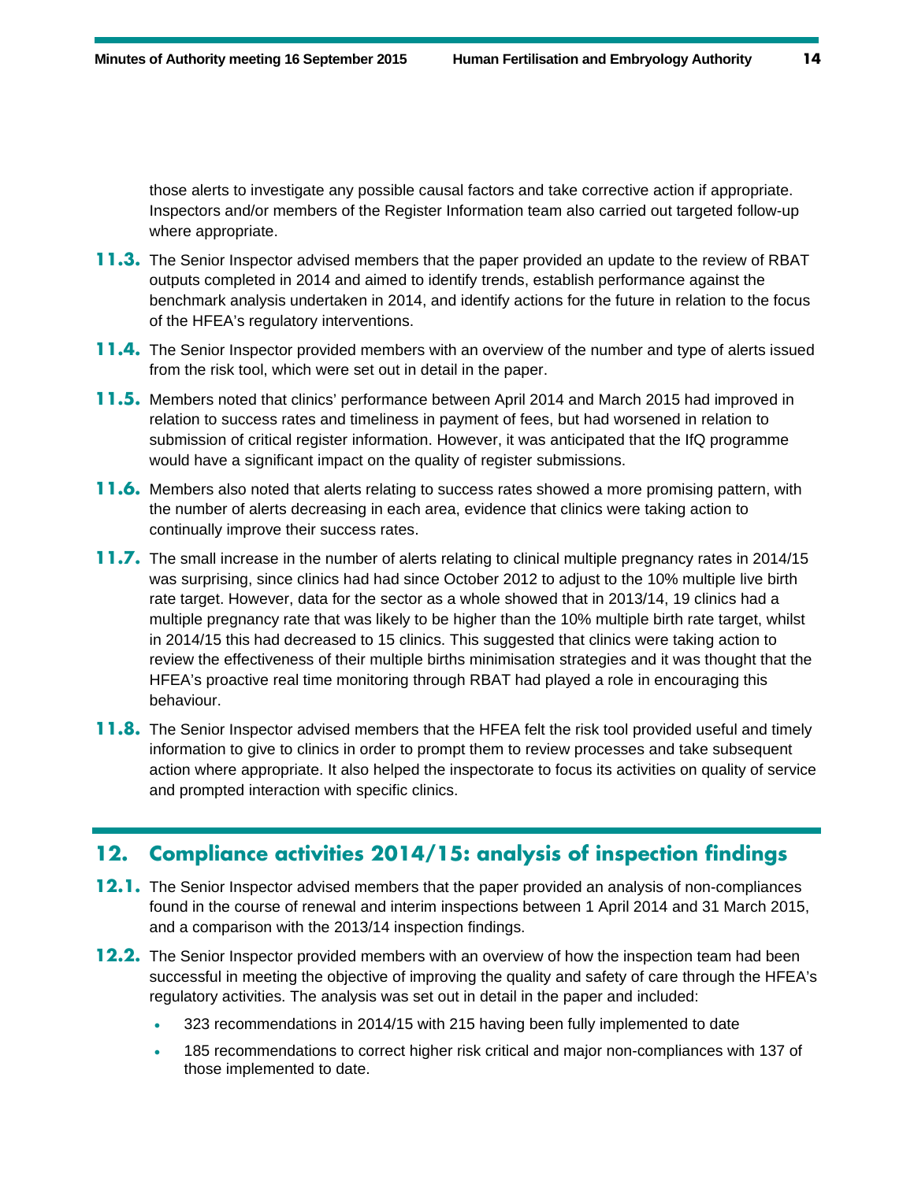those alerts to investigate any possible causal factors and take corrective action if appropriate. Inspectors and/or members of the Register Information team also carried out targeted follow-up where appropriate.

**11.3.** The Senior Inspector advised members that the paper provided an update to the review of RBAT outputs completed in 2014 and aimed to identify trends, establish performance against the benchmark analysis undertaken in 2014, and identify actions for the future in relation to the focus of the HFEA's regulatory interventions.

**11.4.** The Senior Inspector provided members with an overview of the number and type of alerts issued from the risk tool, which were set out in detail in the paper.

**11.5.** Members noted that clinics' performance between April 2014 and March 2015 had improved in relation to success rates and timeliness in payment of fees, but had worsened in relation to submission of critical register information. However, it was anticipated that the IfQ programme would have a significant impact on the quality of register submissions.

**11.6.** Members also noted that alerts relating to success rates showed a more promising pattern, with the number of alerts decreasing in each area, evidence that clinics were taking action to continually improve their success rates.

**11.7.** The small increase in the number of alerts relating to clinical multiple pregnancy rates in 2014/15 was surprising, since clinics had had since October 2012 to adjust to the 10% multiple live birth rate target. However, data for the sector as a whole showed that in 2013/14, 19 clinics had a multiple pregnancy rate that was likely to be higher than the 10% multiple birth rate target, whilst in 2014/15 this had decreased to 15 clinics. This suggested that clinics were taking action to review the effectiveness of their multiple births minimisation strategies and it was thought that the HFEA's proactive real time monitoring through RBAT had played a role in encouraging this behaviour.

**11.8.** The Senior Inspector advised members that the HFEA felt the risk tool provided useful and timely information to give to clinics in order to prompt them to review processes and take subsequent action where appropriate. It also helped the inspectorate to focus its activities on quality of service and prompted interaction with specific clinics.

## 12. Compliance activities 2014/15: analysis of inspection findings

**12.1.** The Senior Inspector advised members that the paper provided an analysis of non-compliances found in the course of renewal and interim inspections between 1 April 2014 and 31 March 2015, and a comparison with the 2013/14 inspection findings.

**12.2.** The Senior Inspector provided members with an overview of how the inspection team had been successful in meeting the objective of improving the quality and safety of care through the HFEA's regulatory activities. The analysis was set out in detail in the paper and included:

- 323 recommendations in 2014/15 with 215 having been fully implemented to date
- 185 recommendations to correct higher risk critical and major non-compliances with 137 of those implemented to date.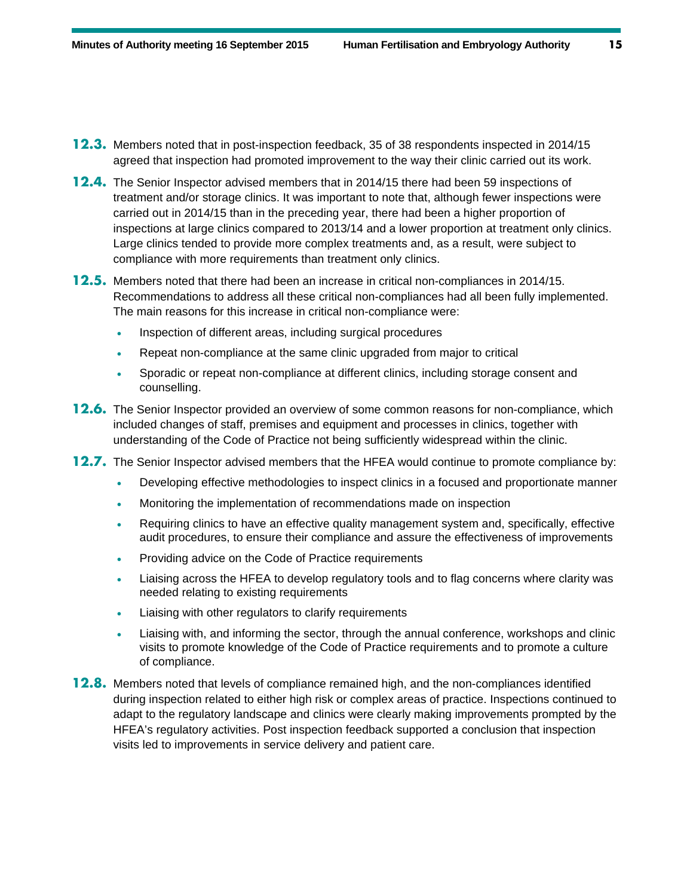**12.3.** Members noted that in post-inspection feedback, 35 of 38 respondents inspected in 2014/15 agreed that inspection had promoted improvement to the way their clinic carried out its work.

**12.4.** The Senior Inspector advised members that in 2014/15 there had been 59 inspections of treatment and/or storage clinics. It was important to note that, although fewer inspections were carried out in 2014/15 than in the preceding year, there had been a higher proportion of inspections at large clinics compared to 2013/14 and a lower proportion at treatment only clinics. Large clinics tended to provide more complex treatments and, as a result, were subject to compliance with more requirements than treatment only clinics.

**12.5.** Members noted that there had been an increase in critical non-compliances in 2014/15. Recommendations to address all these critical non-compliances had all been fully implemented. The main reasons for this increase in critical non-compliance were:

- Inspection of different areas, including surgical procedures
- Repeat non-compliance at the same clinic upgraded from major to critical
- Sporadic or repeat non-compliance at different clinics, including storage consent and counselling.

**12.6.** The Senior Inspector provided an overview of some common reasons for non-compliance, which included changes of staff, premises and equipment and processes in clinics, together with understanding of the Code of Practice not being sufficiently widespread within the clinic.

**12.7.** The Senior Inspector advised members that the HFEA would continue to promote compliance by:

- Developing effective methodologies to inspect clinics in a focused and proportionate manner
- Monitoring the implementation of recommendations made on inspection
- Requiring clinics to have an effective quality management system and, specifically, effective audit procedures, to ensure their compliance and assure the effectiveness of improvements
- Providing advice on the Code of Practice requirements
- Liaising across the HFEA to develop regulatory tools and to flag concerns where clarity was needed relating to existing requirements
- Liaising with other regulators to clarify requirements
- Liaising with, and informing the sector, through the annual conference, workshops and clinic visits to promote knowledge of the Code of Practice requirements and to promote a culture of compliance.

**12.8.** Members noted that levels of compliance remained high, and the non-compliances identified during inspection related to either high risk or complex areas of practice. Inspections continued to adapt to the regulatory landscape and clinics were clearly making improvements prompted by the HFEA's regulatory activities. Post inspection feedback supported a conclusion that inspection visits led to improvements in service delivery and patient care.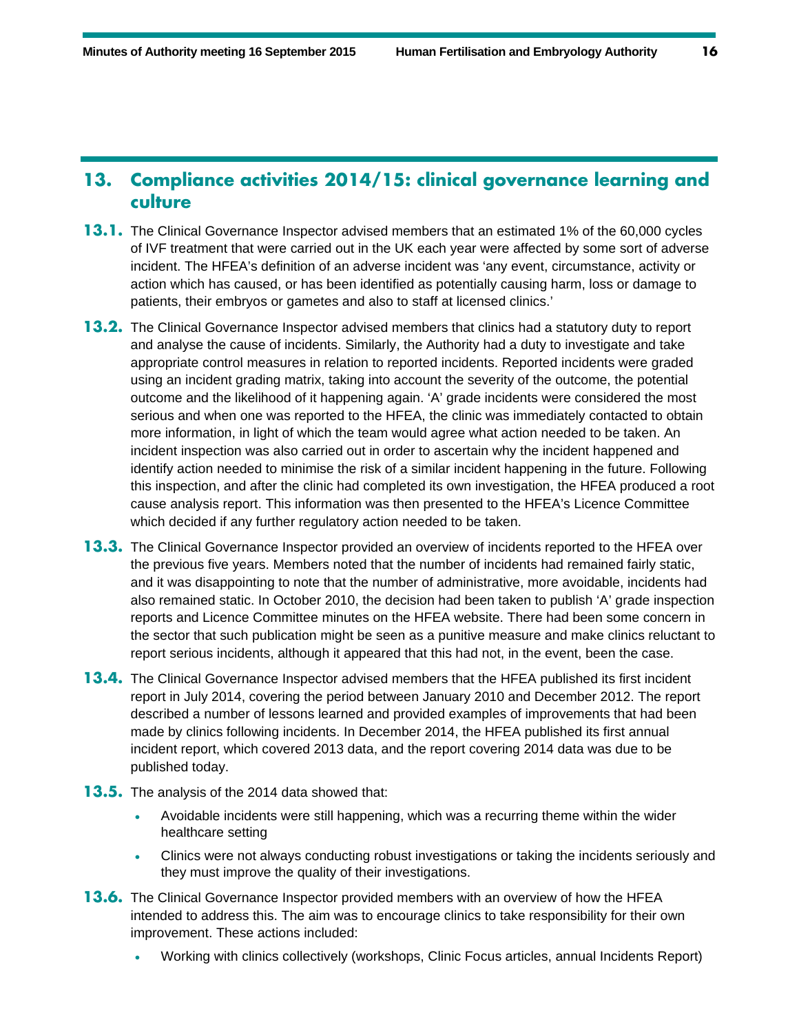## 13. Compliance activities 2014/15: clinical governance learning and culture

**13.1.** The Clinical Governance Inspector advised members that an estimated 1% of the 60,000 cycles of IVF treatment that were carried out in the UK each year were affected by some sort of adverse incident. The HFEA's definition of an adverse incident was 'any event, circumstance, activity or action which has caused, or has been identified as potentially causing harm, loss or damage to patients, their embryos or gametes and also to staff at licensed clinics.'

**13.2.** The Clinical Governance Inspector advised members that clinics had a statutory duty to report and analyse the cause of incidents. Similarly, the Authority had a duty to investigate and take appropriate control measures in relation to reported incidents. Reported incidents were graded using an incident grading matrix, taking into account the severity of the outcome, the potential outcome and the likelihood of it happening again. 'A' grade incidents were considered the most serious and when one was reported to the HFEA, the clinic was immediately contacted to obtain more information, in light of which the team would agree what action needed to be taken. An incident inspection was also carried out in order to ascertain why the incident happened and identify action needed to minimise the risk of a similar incident happening in the future. Following this inspection, and after the clinic had completed its own investigation, the HFEA produced a root cause analysis report. This information was then presented to the HFEA's Licence Committee which decided if any further regulatory action needed to be taken.

**13.3.** The Clinical Governance Inspector provided an overview of incidents reported to the HFEA over the previous five years. Members noted that the number of incidents had remained fairly static, and it was disappointing to note that the number of administrative, more avoidable, incidents had also remained static. In October 2010, the decision had been taken to publish 'A' grade inspection reports and Licence Committee minutes on the HFEA website. There had been some concern in the sector that such publication might be seen as a punitive measure and make clinics reluctant to report serious incidents, although it appeared that this had not, in the event, been the case.

**13.4.** The Clinical Governance Inspector advised members that the HFEA published its first incident report in July 2014, covering the period between January 2010 and December 2012. The report described a number of lessons learned and provided examples of improvements that had been made by clinics following incidents. In December 2014, the HFEA published its first annual incident report, which covered 2013 data, and the report covering 2014 data was due to be published today.

**13.5.** The analysis of the 2014 data showed that:

- Avoidable incidents were still happening, which was a recurring theme within the wider healthcare setting
- Clinics were not always conducting robust investigations or taking the incidents seriously and they must improve the quality of their investigations.

**13.6.** The Clinical Governance Inspector provided members with an overview of how the HFEA intended to address this. The aim was to encourage clinics to take responsibility for their own improvement. These actions included:

- Working with clinics collectively (workshops, Clinic Focus articles, annual Incidents Report)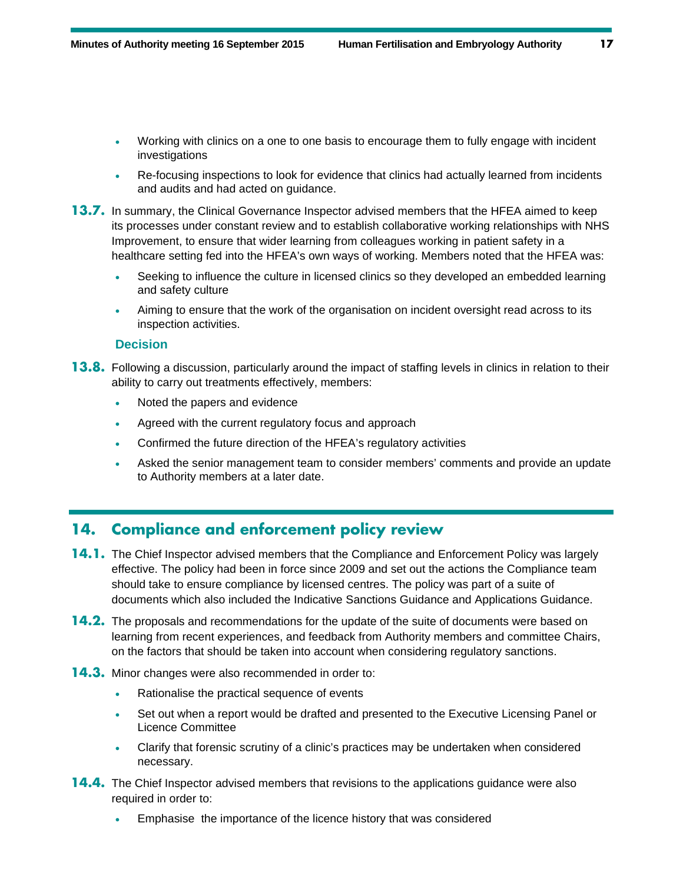- Working with clinics on a one to one basis to encourage them to fully engage with incident investigations
- Re-focusing inspections to look for evidence that clinics had actually learned from incidents and audits and had acted on guidance.

**13.7.** In summary, the Clinical Governance Inspector advised members that the HFEA aimed to keep its processes under constant review and to establish collaborative working relationships with NHS Improvement, to ensure that wider learning from colleagues working in patient safety in a healthcare setting fed into the HFEA's own ways of working. Members noted that the HFEA was:

- Seeking to influence the culture in licensed clinics so they developed an embedded learning and safety culture
- Aiming to ensure that the work of the organisation on incident oversight read across to its inspection activities.

### Decision

**13.8.** Following a discussion, particularly around the impact of staffing levels in clinics in relation to their ability to carry out treatments effectively, members:

- Noted the papers and evidence
- Agreed with the current regulatory focus and approach
- Confirmed the future direction of the HFEA's regulatory activities
- Asked the senior management team to consider members' comments and provide an update to Authority members at a later date.

## 14. Compliance and enforcement policy review

**14.1.** The Chief Inspector advised members that the Compliance and Enforcement Policy was largely effective. The policy had been in force since 2009 and set out the actions the Compliance team should take to ensure compliance by licensed centres. The policy was part of a suite of documents which also included the Indicative Sanctions Guidance and Applications Guidance.

**14.2.** The proposals and recommendations for the update of the suite of documents were based on learning from recent experiences, and feedback from Authority members and committee Chairs, on the factors that should be taken into account when considering regulatory sanctions.

**14.3.** Minor changes were also recommended in order to:

- Rationalise the practical sequence of events
- Set out when a report would be drafted and presented to the Executive Licensing Panel or Licence Committee
- Clarify that forensic scrutiny of a clinic's practices may be undertaken when considered necessary.

**14.4.** The Chief Inspector advised members that revisions to the applications guidance were also required in order to:

- Emphasise the importance of the licence history that was considered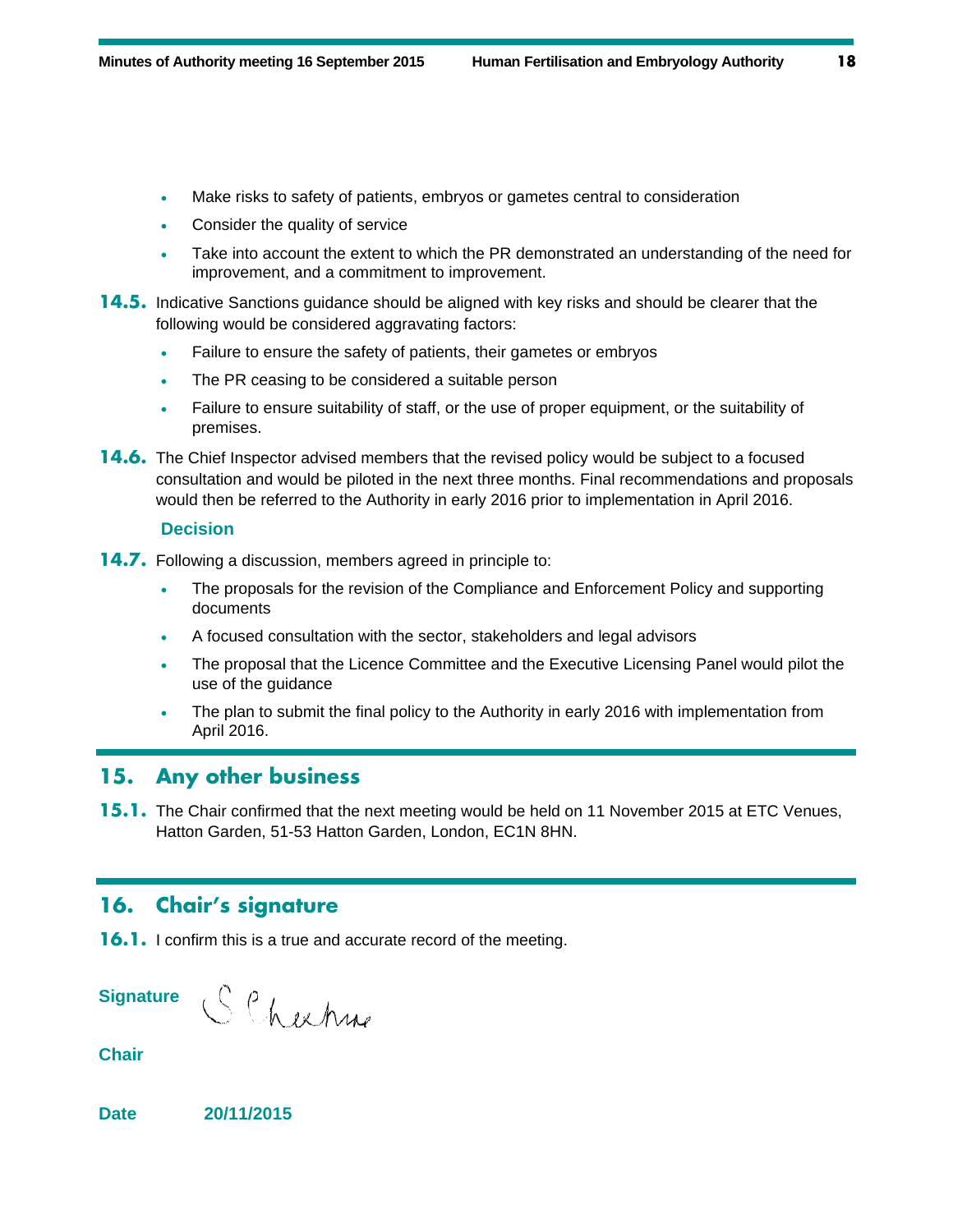- Make risks to safety of patients, embryos or gametes central to consideration
- Consider the quality of service
- Take into account the extent to which the PR demonstrated an understanding of the need for improvement, and a commitment to improvement.

**14.5.** Indicative Sanctions guidance should be aligned with key risks and should be clearer that the following would be considered aggravating factors:

- Failure to ensure the safety of patients, their gametes or embryos
- The PR ceasing to be considered a suitable person
- Failure to ensure suitability of staff, or the use of proper equipment, or the suitability of premises.

**14.6.** The Chief Inspector advised members that the revised policy would be subject to a focused consultation and would be piloted in the next three months. Final recommendations and proposals would then be referred to the Authority in early 2016 prior to implementation in April 2016.

### Decision

**14.7.** Following a discussion, members agreed in principle to:

- The proposals for the revision of the Compliance and Enforcement Policy and supporting documents
- A focused consultation with the sector, stakeholders and legal advisors
- The proposal that the Licence Committee and the Executive Licensing Panel would pilot the use of the guidance
- The plan to submit the final policy to the Authority in early 2016 with implementation from April 2016.

## 15. Any other business

**15.1.** The Chair confirmed that the next meeting would be held on 11 November 2015 at ETC Venues, Hatton Garden, 51-53 Hatton Garden, London, EC1N 8HN.

## 16. Chair's signature

**16.1.** I confirm this is a true and accurate record of the meeting.

**Signature** S Cheetham

**Chair**

**Date** 20/11/2015